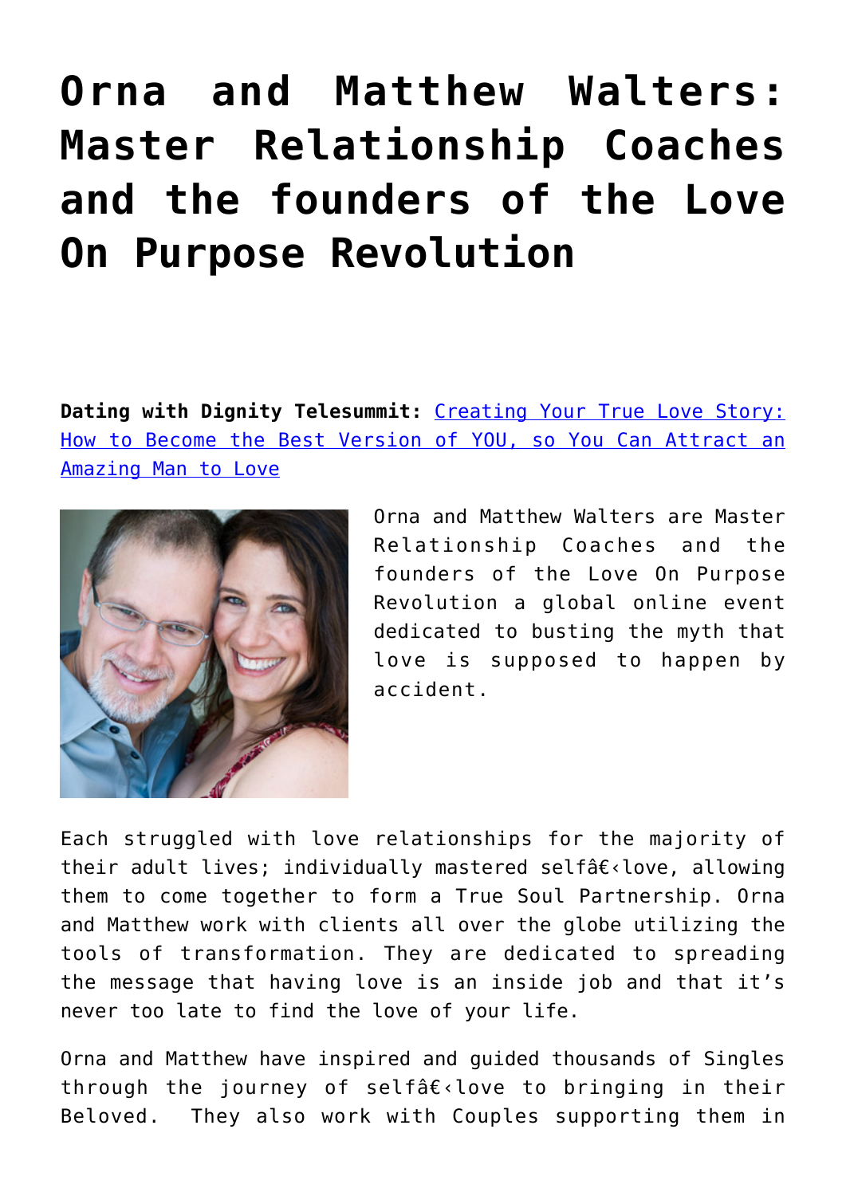# Orna and Matthew Walters: Master Relationship Coaches and the founders of the Love On Purpose Revolution

**Dating with Dignity Telesummit:** Creating Your True Love Story: How to Become the Best Version of YOU, so You Can Attract an Amazing Man to Love

Orna and Matthew Walters are Master Relationship Coaches and the founders of the Love On Purpose Revolution a global online event dedicated to busting the myth that love is supposed to happen by accident.

Each struggled with love relationships for the majority of their adult lives; individually mastered selfâ€‹love, allowing them to come together to form a True Soul Partnership. Orna and Matthew work with clients all over the globe utilizing the tools of transformation. They are dedicated to spreading the message that having love is an inside job and that it's never too late to find the love of your life.

Orna and Matthew have inspired and guided thousands of Singles through the journey of selfâ€‹love to bringing in their Beloved. They also work with Couples supporting them in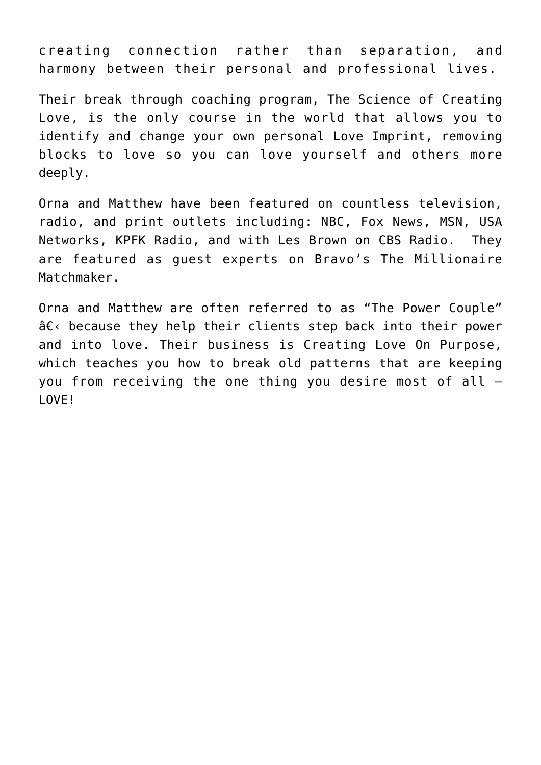creating connection rather than separation, and harmony between their personal and professional lives.

Their break through coaching program, The Science of Creating Love, is the only course in the world that allows you to identify and change your own personal Love Imprint, removing blocks to love so you can love yourself and others more deeply.

Orna and Matthew have been featured on countless television, radio, and print outlets including: NBC, Fox News, MSN, USA Networks, KPFK Radio, and with Les Brown on CBS Radio.  They are featured as guest experts on Bravo's The Millionaire Matchmaker.

Orna and Matthew are often referred to as "The Power Couple" â€‹ because they help their clients step back into their power and into love. Their business is Creating Love On Purpose, which teaches you how to break old patterns that are keeping you from receiving the one thing you desire most of all – LOVE!